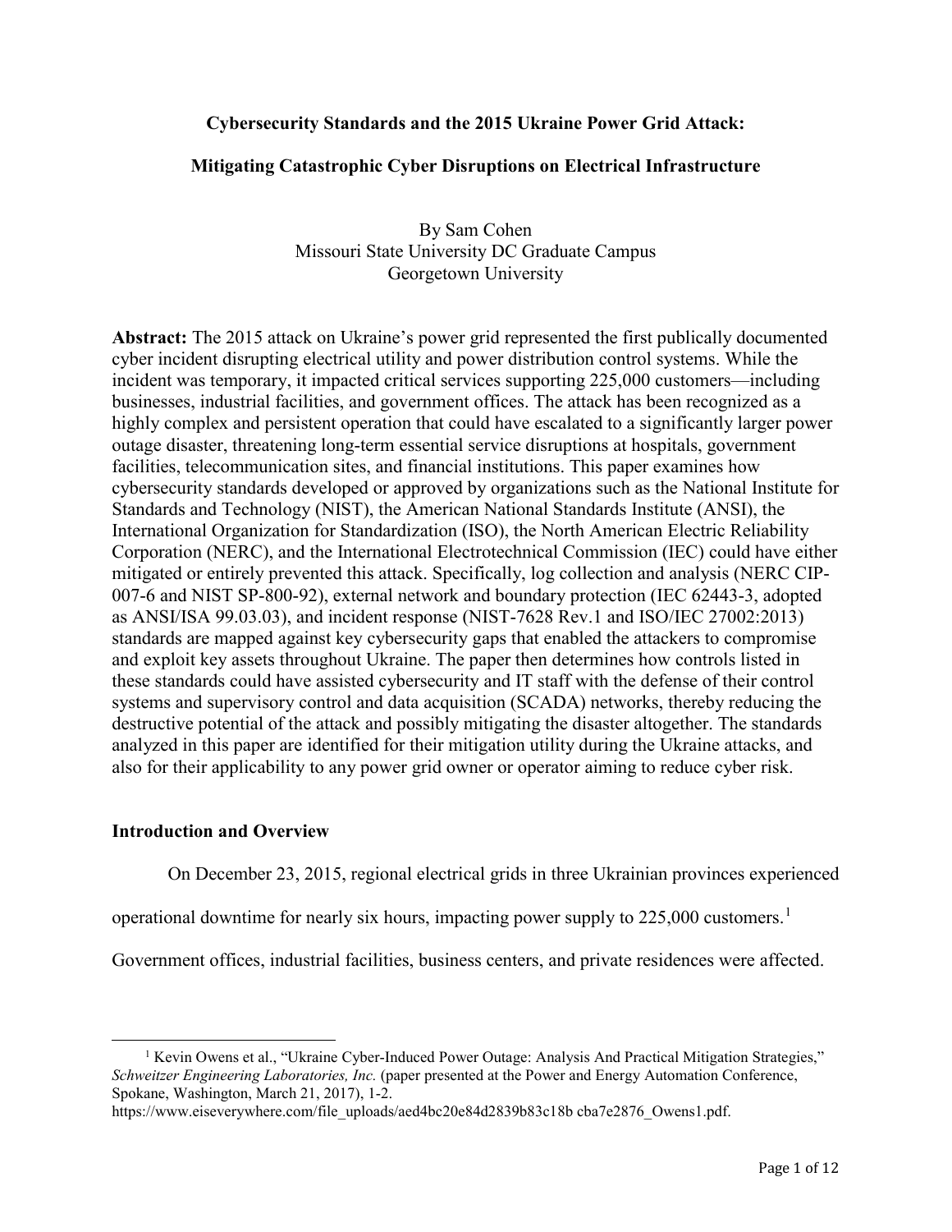# Cybersecurity Standards and the 2015 Ukraine Power Grid Attack:

## Mitigating Catastrophic Cyber Disruptions on Electrical Infrastructure

By Sam Cohen
Missouri State University DC Graduate Campus
Georgetown University

**Abstract:** The 2015 attack on Ukraine's power grid represented the first publically documented cyber incident disrupting electrical utility and power distribution control systems. While the incident was temporary, it impacted critical services supporting 225,000 customers—including businesses, industrial facilities, and government offices. The attack has been recognized as a highly complex and persistent operation that could have escalated to a significantly larger power outage disaster, threatening long-term essential service disruptions at hospitals, government facilities, telecommunication sites, and financial institutions. This paper examines how cybersecurity standards developed or approved by organizations such as the National Institute for Standards and Technology (NIST), the American National Standards Institute (ANSI), the International Organization for Standardization (ISO), the North American Electric Reliability Corporation (NERC), and the International Electrotechnical Commission (IEC) could have either mitigated or entirely prevented this attack. Specifically, log collection and analysis (NERC CIP-007-6 and NIST SP-800-92), external network and boundary protection (IEC 62443-3, adopted as ANSI/ISA 99.03.03), and incident response (NIST-7628 Rev.1 and ISO/IEC 27002:2013) standards are mapped against key cybersecurity gaps that enabled the attackers to compromise and exploit key assets throughout Ukraine. The paper then determines how controls listed in these standards could have assisted cybersecurity and IT staff with the defense of their control systems and supervisory control and data acquisition (SCADA) networks, thereby reducing the destructive potential of the attack and possibly mitigating the disaster altogether. The standards analyzed in this paper are identified for their mitigation utility during the Ukraine attacks, and also for their applicability to any power grid owner or operator aiming to reduce cyber risk.

### Introduction and Overview

On December 23, 2015, regional electrical grids in three Ukrainian provinces experienced operational downtime for nearly six hours, impacting power supply to 225,000 customers.[1] Government offices, industrial facilities, business centers, and private residences were affected.

[1] Kevin Owens et al., "Ukraine Cyber-Induced Power Outage: Analysis And Practical Mitigation Strategies," *Schweitzer Engineering Laboratories, Inc.* (paper presented at the Power and Energy Automation Conference, Spokane, Washington, March 21, 2017), 1-2. https://www.eiseverywhere.com/file_uploads/aed4bc20e84d2839b83c18b cba7e2876_Owens1.pdf.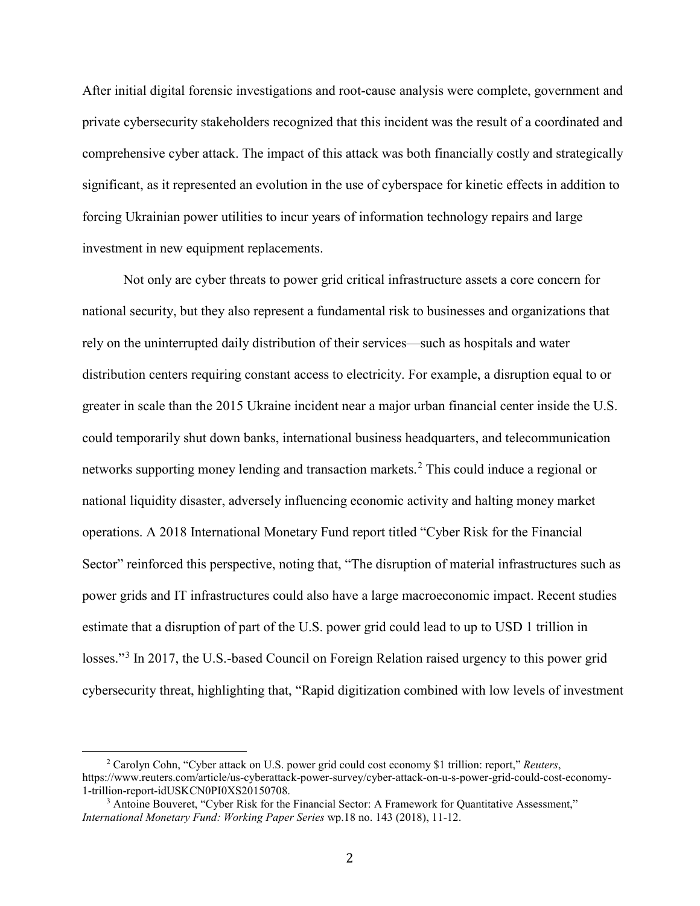After initial digital forensic investigations and root-cause analysis were complete, government and private cybersecurity stakeholders recognized that this incident was the result of a coordinated and comprehensive cyber attack. The impact of this attack was both financially costly and strategically significant, as it represented an evolution in the use of cyberspace for kinetic effects in addition to forcing Ukrainian power utilities to incur years of information technology repairs and large investment in new equipment replacements.

Not only are cyber threats to power grid critical infrastructure assets a core concern for national security, but they also represent a fundamental risk to businesses and organizations that rely on the uninterrupted daily distribution of their services—such as hospitals and water distribution centers requiring constant access to electricity. For example, a disruption equal to or greater in scale than the 2015 Ukraine incident near a major urban financial center inside the U.S. could temporarily shut down banks, international business headquarters, and telecommunication networks supporting money lending and transaction markets.[2] This could induce a regional or national liquidity disaster, adversely influencing economic activity and halting money market operations. A 2018 International Monetary Fund report titled "Cyber Risk for the Financial Sector" reinforced this perspective, noting that, "The disruption of material infrastructures such as power grids and IT infrastructures could also have a large macroeconomic impact. Recent studies estimate that a disruption of part of the U.S. power grid could lead to up to USD 1 trillion in losses."[3] In 2017, the U.S.-based Council on Foreign Relation raised urgency to this power grid cybersecurity threat, highlighting that, "Rapid digitization combined with low levels of investment

---

[2] Carolyn Cohn, "Cyber attack on U.S. power grid could cost economy $1 trillion: report," *Reuters*, https://www.reuters.com/article/us-cyberattack-power-survey/cyber-attack-on-u-s-power-grid-could-cost-economy-1-trillion-report-idUSKCN0PI0XS20150708.

[3] Antoine Bouveret, "Cyber Risk for the Financial Sector: A Framework for Quantitative Assessment," *International Monetary Fund: Working Paper Series* wp.18 no. 143 (2018), 11-12.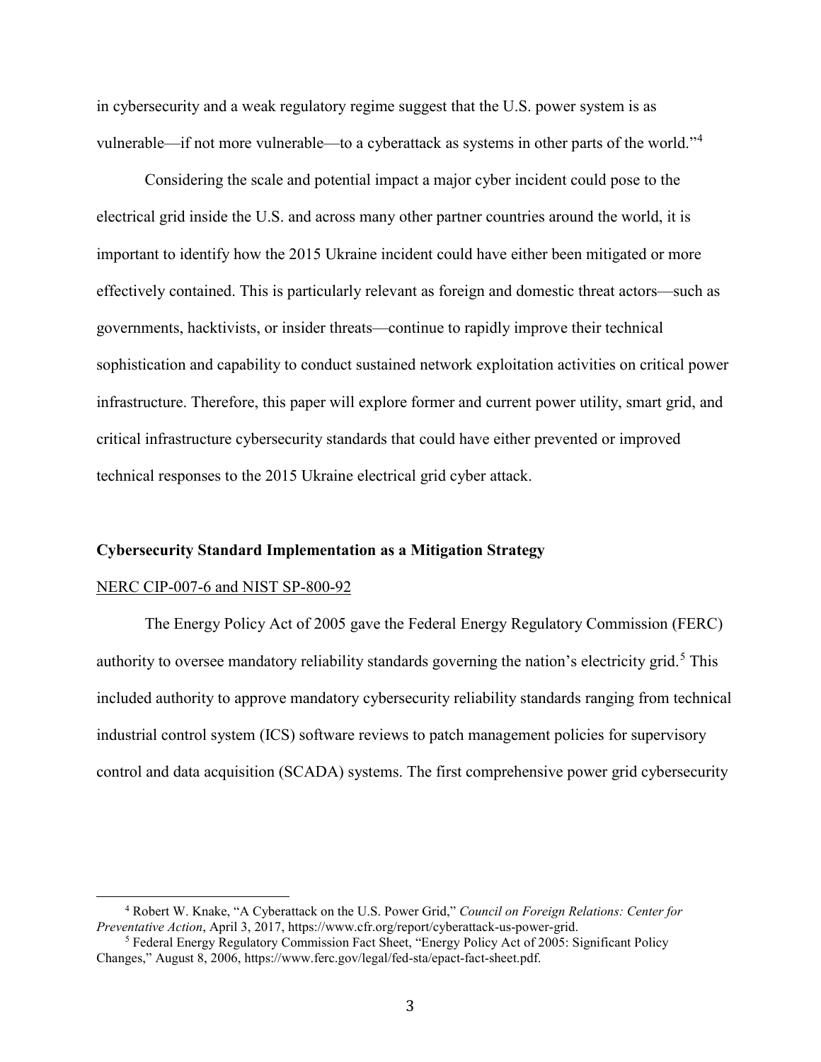in cybersecurity and a weak regulatory regime suggest that the U.S. power system is as vulnerable—if not more vulnerable—to a cyberattack as systems in other parts of the world."[4]

Considering the scale and potential impact a major cyber incident could pose to the electrical grid inside the U.S. and across many other partner countries around the world, it is important to identify how the 2015 Ukraine incident could have either been mitigated or more effectively contained. This is particularly relevant as foreign and domestic threat actors—such as governments, hacktivists, or insider threats—continue to rapidly improve their technical sophistication and capability to conduct sustained network exploitation activities on critical power infrastructure. Therefore, this paper will explore former and current power utility, smart grid, and critical infrastructure cybersecurity standards that could have either prevented or improved technical responses to the 2015 Ukraine electrical grid cyber attack.

## Cybersecurity Standard Implementation as a Mitigation Strategy

### NERC CIP-007-6 and NIST SP-800-92

The Energy Policy Act of 2005 gave the Federal Energy Regulatory Commission (FERC) authority to oversee mandatory reliability standards governing the nation's electricity grid.[5] This included authority to approve mandatory cybersecurity reliability standards ranging from technical industrial control system (ICS) software reviews to patch management policies for supervisory control and data acquisition (SCADA) systems. The first comprehensive power grid cybersecurity

---

[4] Robert W. Knake, "A Cyberattack on the U.S. Power Grid," *Council on Foreign Relations: Center for Preventative Action*, April 3, 2017, https://www.cfr.org/report/cyberattack-us-power-grid.

[5] Federal Energy Regulatory Commission Fact Sheet, "Energy Policy Act of 2005: Significant Policy Changes," August 8, 2006, https://www.ferc.gov/legal/fed-sta/epact-fact-sheet.pdf.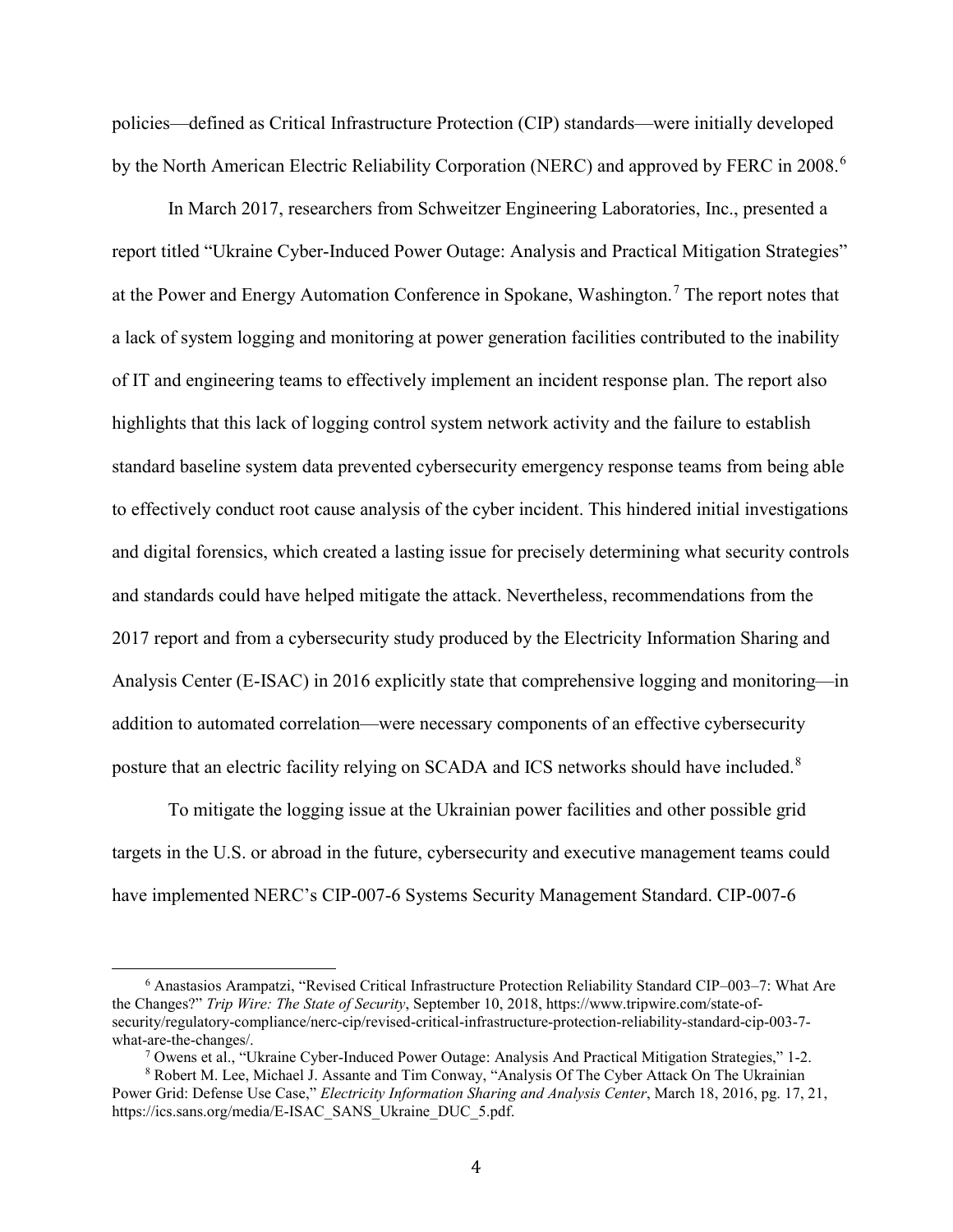policies—defined as Critical Infrastructure Protection (CIP) standards—were initially developed by the North American Electric Reliability Corporation (NERC) and approved by FERC in 2008.[6]

In March 2017, researchers from Schweitzer Engineering Laboratories, Inc., presented a report titled "Ukraine Cyber-Induced Power Outage: Analysis and Practical Mitigation Strategies" at the Power and Energy Automation Conference in Spokane, Washington.[7] The report notes that a lack of system logging and monitoring at power generation facilities contributed to the inability of IT and engineering teams to effectively implement an incident response plan. The report also highlights that this lack of logging control system network activity and the failure to establish standard baseline system data prevented cybersecurity emergency response teams from being able to effectively conduct root cause analysis of the cyber incident. This hindered initial investigations and digital forensics, which created a lasting issue for precisely determining what security controls and standards could have helped mitigate the attack. Nevertheless, recommendations from the 2017 report and from a cybersecurity study produced by the Electricity Information Sharing and Analysis Center (E-ISAC) in 2016 explicitly state that comprehensive logging and monitoring—in addition to automated correlation—were necessary components of an effective cybersecurity posture that an electric facility relying on SCADA and ICS networks should have included.[8]

To mitigate the logging issue at the Ukrainian power facilities and other possible grid targets in the U.S. or abroad in the future, cybersecurity and executive management teams could have implemented NERC's CIP-007-6 Systems Security Management Standard. CIP-007-6

---

[6] Anastasios Arampatzi, "Revised Critical Infrastructure Protection Reliability Standard CIP–003–7: What Are the Changes?" *Trip Wire: The State of Security*, September 10, 2018, https://www.tripwire.com/state-of-security/regulatory-compliance/nerc-cip/revised-critical-infrastructure-protection-reliability-standard-cip-003-7-what-are-the-changes/.

[7] Owens et al., "Ukraine Cyber-Induced Power Outage: Analysis And Practical Mitigation Strategies," 1-2.

[8] Robert M. Lee, Michael J. Assante and Tim Conway, "Analysis Of The Cyber Attack On The Ukrainian Power Grid: Defense Use Case," *Electricity Information Sharing and Analysis Center*, March 18, 2016, pg. 17, 21, https://ics.sans.org/media/E-ISAC_SANS_Ukraine_DUC_5.pdf.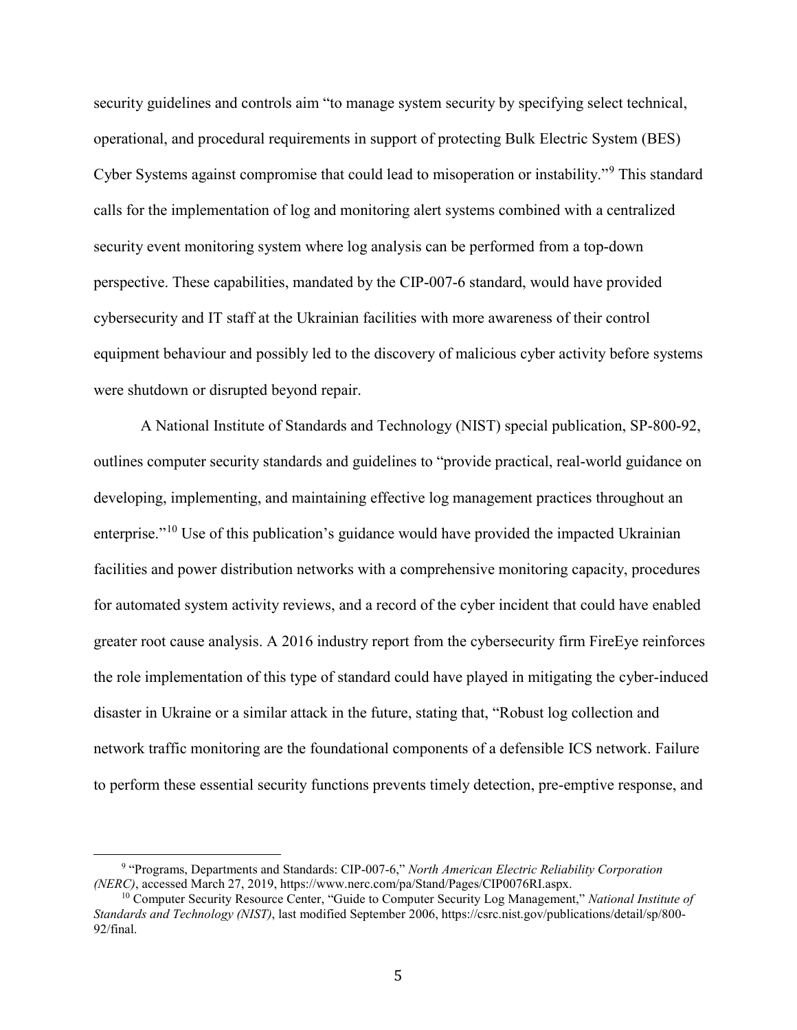security guidelines and controls aim "to manage system security by specifying select technical, operational, and procedural requirements in support of protecting Bulk Electric System (BES) Cyber Systems against compromise that could lead to misoperation or instability."[9] This standard calls for the implementation of log and monitoring alert systems combined with a centralized security event monitoring system where log analysis can be performed from a top-down perspective. These capabilities, mandated by the CIP-007-6 standard, would have provided cybersecurity and IT staff at the Ukrainian facilities with more awareness of their control equipment behaviour and possibly led to the discovery of malicious cyber activity before systems were shutdown or disrupted beyond repair.

A National Institute of Standards and Technology (NIST) special publication, SP-800-92, outlines computer security standards and guidelines to "provide practical, real-world guidance on developing, implementing, and maintaining effective log management practices throughout an enterprise."[10] Use of this publication's guidance would have provided the impacted Ukrainian facilities and power distribution networks with a comprehensive monitoring capacity, procedures for automated system activity reviews, and a record of the cyber incident that could have enabled greater root cause analysis. A 2016 industry report from the cybersecurity firm FireEye reinforces the role implementation of this type of standard could have played in mitigating the cyber-induced disaster in Ukraine or a similar attack in the future, stating that, "Robust log collection and network traffic monitoring are the foundational components of a defensible ICS network. Failure to perform these essential security functions prevents timely detection, pre-emptive response, and

---

[9] "Programs, Departments and Standards: CIP-007-6," *North American Electric Reliability Corporation (NERC)*, accessed March 27, 2019, https://www.nerc.com/pa/Stand/Pages/CIP0076RI.aspx.

[10] Computer Security Resource Center, "Guide to Computer Security Log Management," *National Institute of Standards and Technology (NIST)*, last modified September 2006, https://csrc.nist.gov/publications/detail/sp/800-92/final.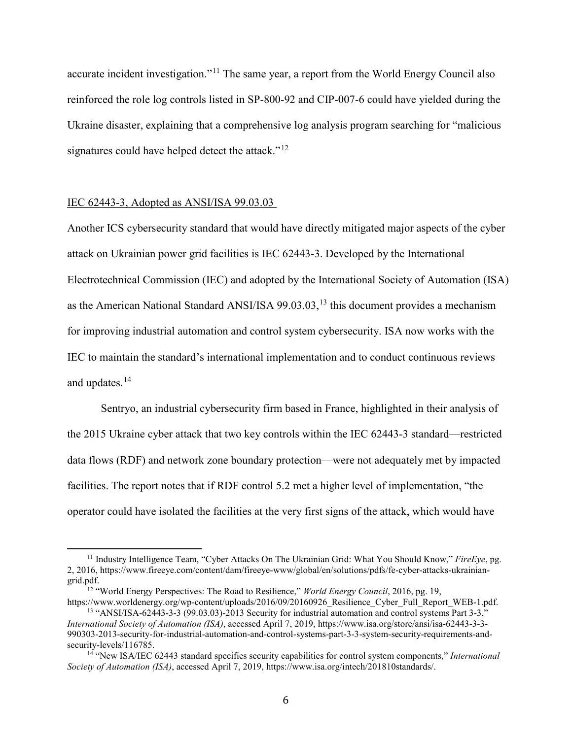accurate incident investigation."[11] The same year, a report from the World Energy Council also reinforced the role log controls listed in SP-800-92 and CIP-007-6 could have yielded during the Ukraine disaster, explaining that a comprehensive log analysis program searching for "malicious signatures could have helped detect the attack."[12]

## IEC 62443-3, Adopted as ANSI/ISA 99.03.03

Another ICS cybersecurity standard that would have directly mitigated major aspects of the cyber attack on Ukrainian power grid facilities is IEC 62443-3. Developed by the International Electrotechnical Commission (IEC) and adopted by the International Society of Automation (ISA) as the American National Standard ANSI/ISA 99.03.03,[13] this document provides a mechanism for improving industrial automation and control system cybersecurity. ISA now works with the IEC to maintain the standard's international implementation and to conduct continuous reviews and updates.[14]

Sentryo, an industrial cybersecurity firm based in France, highlighted in their analysis of the 2015 Ukraine cyber attack that two key controls within the IEC 62443-3 standard—restricted data flows (RDF) and network zone boundary protection—were not adequately met by impacted facilities. The report notes that if RDF control 5.2 met a higher level of implementation, "the operator could have isolated the facilities at the very first signs of the attack, which would have

---

[11] Industry Intelligence Team, "Cyber Attacks On The Ukrainian Grid: What You Should Know," *FireEye*, pg. 2, 2016, https://www.fireeye.com/content/dam/fireeye-www/global/en/solutions/pdfs/fe-cyber-attacks-ukrainian-grid.pdf.

[12] "World Energy Perspectives: The Road to Resilience," *World Energy Council*, 2016, pg. 19, https://www.worldenergy.org/wp-content/uploads/2016/09/20160926_Resilience_Cyber_Full_Report_WEB-1.pdf.

[13] "ANSI/ISA-62443-3-3 (99.03.03)-2013 Security for industrial automation and control systems Part 3-3," *International Society of Automation (ISA)*, accessed April 7, 2019, https://www.isa.org/store/ansi/isa-62443-3-3-990303-2013-security-for-industrial-automation-and-control-systems-part-3-3-system-security-requirements-and-security-levels/116785.

[14] "New ISA/IEC 62443 standard specifies security capabilities for control system components," *International Society of Automation (ISA)*, accessed April 7, 2019, https://www.isa.org/intech/201810standards/.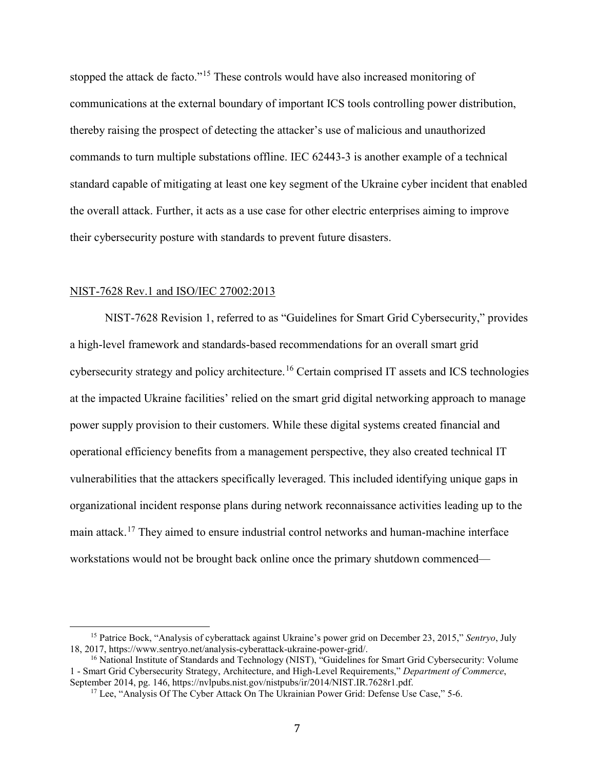stopped the attack de facto."[15] These controls would have also increased monitoring of communications at the external boundary of important ICS tools controlling power distribution, thereby raising the prospect of detecting the attacker's use of malicious and unauthorized commands to turn multiple substations offline. IEC 62443-3 is another example of a technical standard capable of mitigating at least one key segment of the Ukraine cyber incident that enabled the overall attack. Further, it acts as a use case for other electric enterprises aiming to improve their cybersecurity posture with standards to prevent future disasters.

<u>NIST-7628 Rev.1 and ISO/IEC 27002:2013</u>

NIST-7628 Revision 1, referred to as "Guidelines for Smart Grid Cybersecurity," provides a high-level framework and standards-based recommendations for an overall smart grid cybersecurity strategy and policy architecture.[16] Certain comprised IT assets and ICS technologies at the impacted Ukraine facilities' relied on the smart grid digital networking approach to manage power supply provision to their customers. While these digital systems created financial and operational efficiency benefits from a management perspective, they also created technical IT vulnerabilities that the attackers specifically leveraged. This included identifying unique gaps in organizational incident response plans during network reconnaissance activities leading up to the main attack.[17] They aimed to ensure industrial control networks and human-machine interface workstations would not be brought back online once the primary shutdown commenced—

---

[15] Patrice Bock, "Analysis of cyberattack against Ukraine's power grid on December 23, 2015," *Sentryo*, July 18, 2017, https://www.sentryo.net/analysis-cyberattack-ukraine-power-grid/.

[16] National Institute of Standards and Technology (NIST), "Guidelines for Smart Grid Cybersecurity: Volume 1 - Smart Grid Cybersecurity Strategy, Architecture, and High-Level Requirements," *Department of Commerce*, September 2014, pg. 146, https://nvlpubs.nist.gov/nistpubs/ir/2014/NIST.IR.7628r1.pdf.

[17] Lee, "Analysis Of The Cyber Attack On The Ukrainian Power Grid: Defense Use Case," 5-6.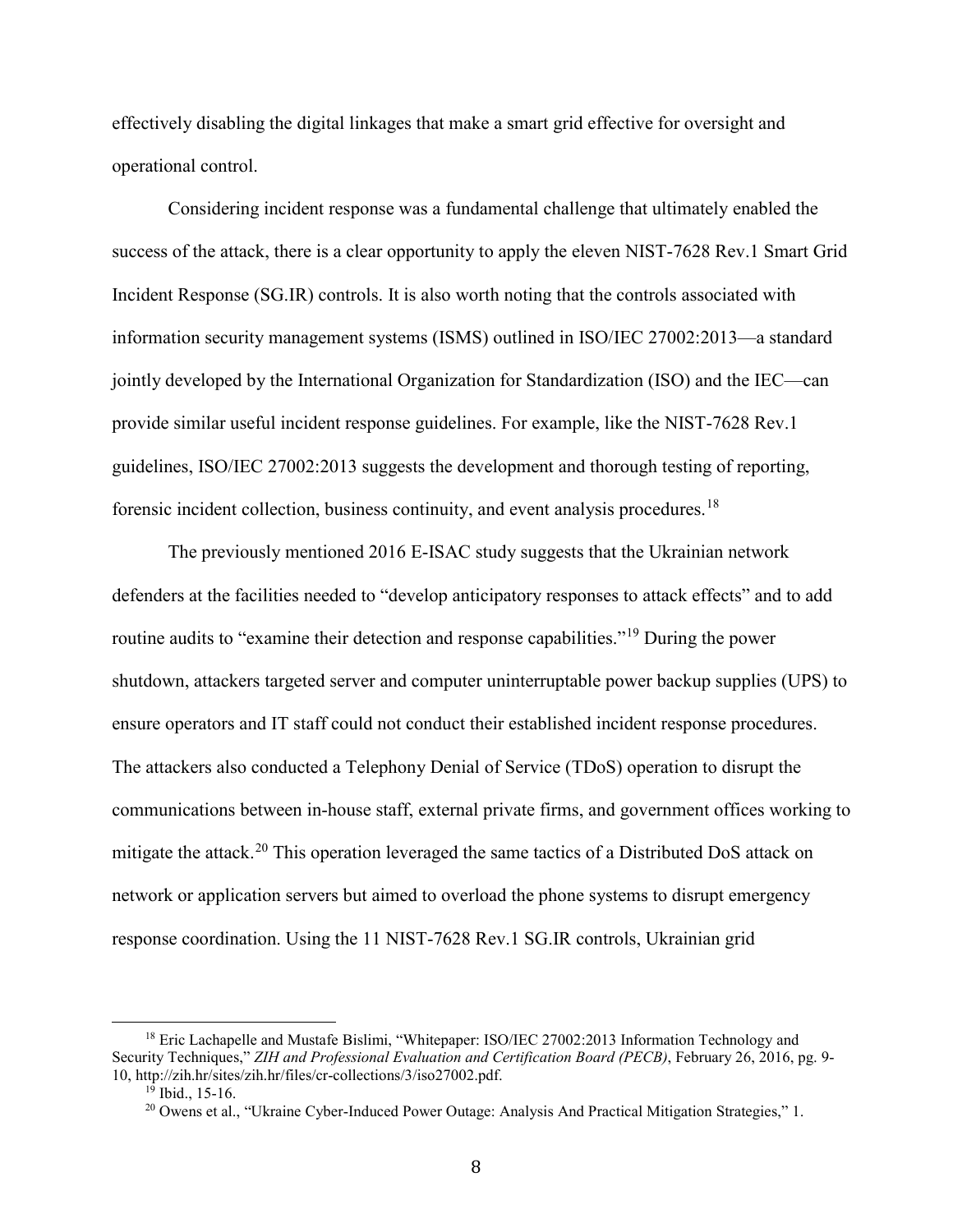effectively disabling the digital linkages that make a smart grid effective for oversight and operational control.

Considering incident response was a fundamental challenge that ultimately enabled the success of the attack, there is a clear opportunity to apply the eleven NIST-7628 Rev.1 Smart Grid Incident Response (SG.IR) controls. It is also worth noting that the controls associated with information security management systems (ISMS) outlined in ISO/IEC 27002:2013—a standard jointly developed by the International Organization for Standardization (ISO) and the IEC—can provide similar useful incident response guidelines. For example, like the NIST-7628 Rev.1 guidelines, ISO/IEC 27002:2013 suggests the development and thorough testing of reporting, forensic incident collection, business continuity, and event analysis procedures.[18]

The previously mentioned 2016 E-ISAC study suggests that the Ukrainian network defenders at the facilities needed to "develop anticipatory responses to attack effects" and to add routine audits to "examine their detection and response capabilities."[19] During the power shutdown, attackers targeted server and computer uninterruptable power backup supplies (UPS) to ensure operators and IT staff could not conduct their established incident response procedures. The attackers also conducted a Telephony Denial of Service (TDoS) operation to disrupt the communications between in-house staff, external private firms, and government offices working to mitigate the attack.[20] This operation leveraged the same tactics of a Distributed DoS attack on network or application servers but aimed to overload the phone systems to disrupt emergency response coordination. Using the 11 NIST-7628 Rev.1 SG.IR controls, Ukrainian grid

---

[18] Eric Lachapelle and Mustafe Bislimi, "Whitepaper: ISO/IEC 27002:2013 Information Technology and Security Techniques," *ZIH and Professional Evaluation and Certification Board (PECB)*, February 26, 2016, pg. 9-10, http://zih.hr/sites/zih.hr/files/cr-collections/3/iso27002.pdf.

[19] Ibid., 15-16.

[20] Owens et al., "Ukraine Cyber-Induced Power Outage: Analysis And Practical Mitigation Strategies," 1.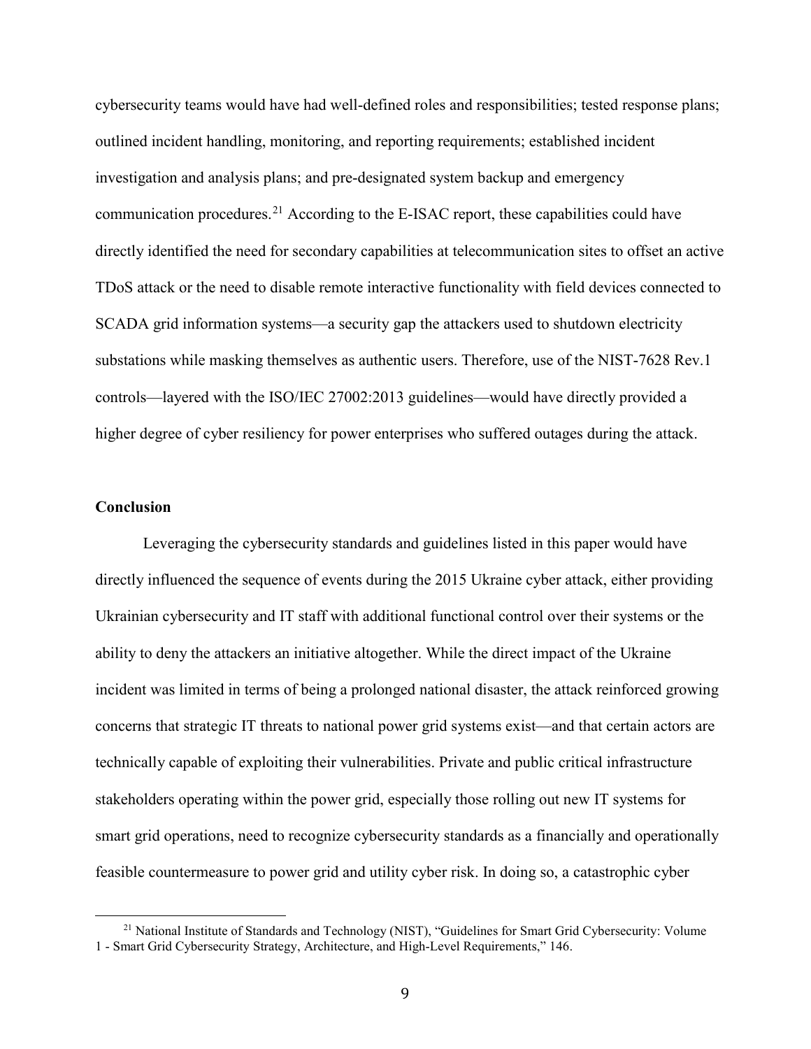cybersecurity teams would have had well-defined roles and responsibilities; tested response plans; outlined incident handling, monitoring, and reporting requirements; established incident investigation and analysis plans; and pre-designated system backup and emergency communication procedures.[21] According to the E-ISAC report, these capabilities could have directly identified the need for secondary capabilities at telecommunication sites to offset an active TDoS attack or the need to disable remote interactive functionality with field devices connected to SCADA grid information systems—a security gap the attackers used to shutdown electricity substations while masking themselves as authentic users. Therefore, use of the NIST-7628 Rev.1 controls—layered with the ISO/IEC 27002:2013 guidelines—would have directly provided a higher degree of cyber resiliency for power enterprises who suffered outages during the attack.

## Conclusion

Leveraging the cybersecurity standards and guidelines listed in this paper would have directly influenced the sequence of events during the 2015 Ukraine cyber attack, either providing Ukrainian cybersecurity and IT staff with additional functional control over their systems or the ability to deny the attackers an initiative altogether. While the direct impact of the Ukraine incident was limited in terms of being a prolonged national disaster, the attack reinforced growing concerns that strategic IT threats to national power grid systems exist—and that certain actors are technically capable of exploiting their vulnerabilities. Private and public critical infrastructure stakeholders operating within the power grid, especially those rolling out new IT systems for smart grid operations, need to recognize cybersecurity standards as a financially and operationally feasible countermeasure to power grid and utility cyber risk. In doing so, a catastrophic cyber

[21] National Institute of Standards and Technology (NIST), "Guidelines for Smart Grid Cybersecurity: Volume 1 - Smart Grid Cybersecurity Strategy, Architecture, and High-Level Requirements," 146.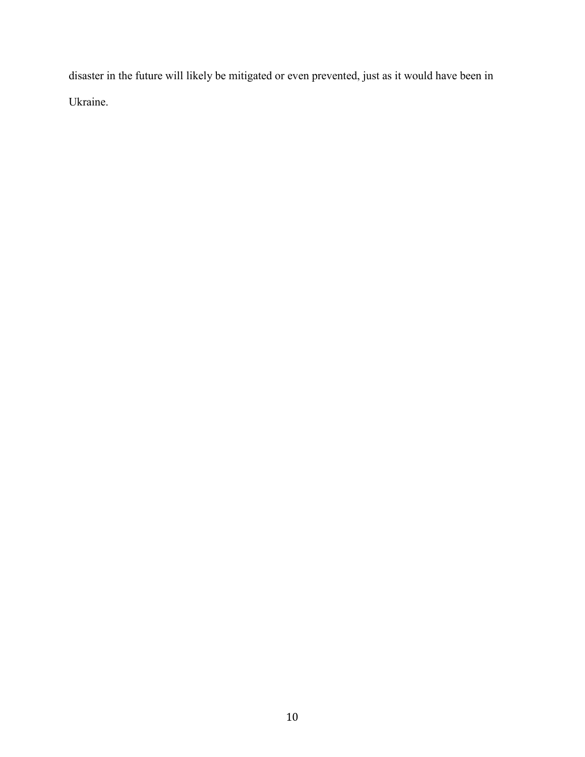disaster in the future will likely be mitigated or even prevented, just as it would have been in Ukraine.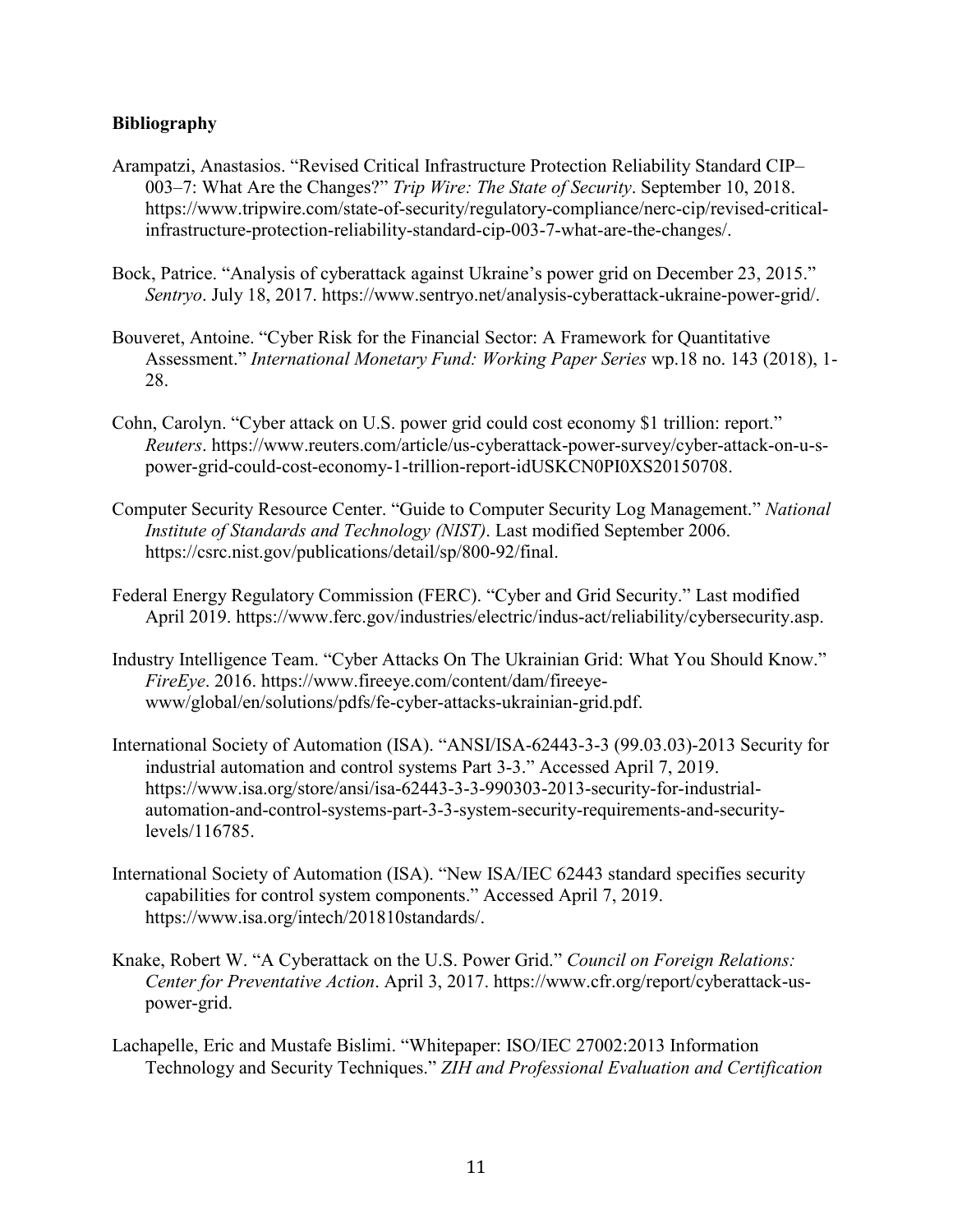**Bibliography**

Arampatzi, Anastasios. "Revised Critical Infrastructure Protection Reliability Standard CIP–003–7: What Are the Changes?" *Trip Wire: The State of Security*. September 10, 2018. https://www.tripwire.com/state-of-security/regulatory-compliance/nerc-cip/revised-critical-infrastructure-protection-reliability-standard-cip-003-7-what-are-the-changes/.

Bock, Patrice. "Analysis of cyberattack against Ukraine's power grid on December 23, 2015." *Sentryo*. July 18, 2017. https://www.sentryo.net/analysis-cyberattack-ukraine-power-grid/.

Bouveret, Antoine. "Cyber Risk for the Financial Sector: A Framework for Quantitative Assessment." *International Monetary Fund: Working Paper Series* wp.18 no. 143 (2018), 1-28.

Cohn, Carolyn. "Cyber attack on U.S. power grid could cost economy $1 trillion: report." *Reuters*. https://www.reuters.com/article/us-cyberattack-power-survey/cyber-attack-on-u-s-power-grid-could-cost-economy-1-trillion-report-idUSKCN0PI0XS20150708.

Computer Security Resource Center. "Guide to Computer Security Log Management." *National Institute of Standards and Technology (NIST)*. Last modified September 2006. https://csrc.nist.gov/publications/detail/sp/800-92/final.

Federal Energy Regulatory Commission (FERC). "Cyber and Grid Security." Last modified April 2019. https://www.ferc.gov/industries/electric/indus-act/reliability/cybersecurity.asp.

Industry Intelligence Team. "Cyber Attacks On The Ukrainian Grid: What You Should Know." *FireEye*. 2016. https://www.fireeye.com/content/dam/fireeye-www/global/en/solutions/pdfs/fe-cyber-attacks-ukrainian-grid.pdf.

International Society of Automation (ISA). "ANSI/ISA-62443-3-3 (99.03.03)-2013 Security for industrial automation and control systems Part 3-3." Accessed April 7, 2019. https://www.isa.org/store/ansi/isa-62443-3-3-990303-2013-security-for-industrial-automation-and-control-systems-part-3-3-system-security-requirements-and-security-levels/116785.

International Society of Automation (ISA). "New ISA/IEC 62443 standard specifies security capabilities for control system components." Accessed April 7, 2019. https://www.isa.org/intech/201810standards/.

Knake, Robert W. "A Cyberattack on the U.S. Power Grid." *Council on Foreign Relations: Center for Preventative Action*. April 3, 2017. https://www.cfr.org/report/cyberattack-us-power-grid.

Lachapelle, Eric and Mustafe Bislimi. "Whitepaper: ISO/IEC 27002:2013 Information Technology and Security Techniques." *ZIH and Professional Evaluation and Certification*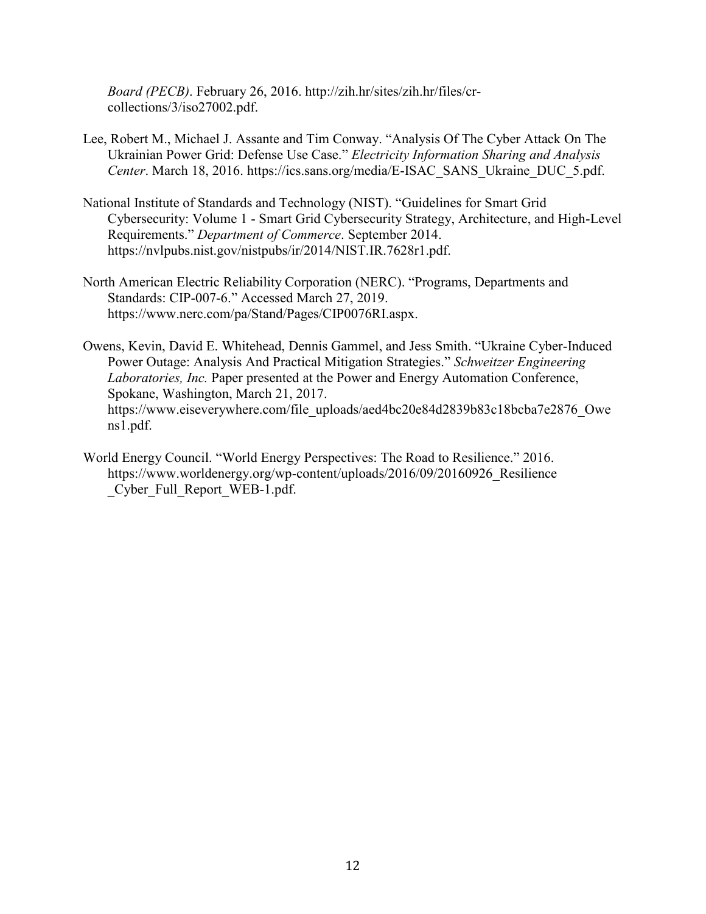*Board (PECB)*. February 26, 2016. http://zih.hr/sites/zih.hr/files/cr-collections/3/iso27002.pdf.

Lee, Robert M., Michael J. Assante and Tim Conway. "Analysis Of The Cyber Attack On The Ukrainian Power Grid: Defense Use Case." *Electricity Information Sharing and Analysis Center*. March 18, 2016. https://ics.sans.org/media/E-ISAC_SANS_Ukraine_DUC_5.pdf.

National Institute of Standards and Technology (NIST). "Guidelines for Smart Grid Cybersecurity: Volume 1 - Smart Grid Cybersecurity Strategy, Architecture, and High-Level Requirements." *Department of Commerce*. September 2014. https://nvlpubs.nist.gov/nistpubs/ir/2014/NIST.IR.7628r1.pdf.

North American Electric Reliability Corporation (NERC). "Programs, Departments and Standards: CIP-007-6." Accessed March 27, 2019. https://www.nerc.com/pa/Stand/Pages/CIP0076RI.aspx.

Owens, Kevin, David E. Whitehead, Dennis Gammel, and Jess Smith. "Ukraine Cyber-Induced Power Outage: Analysis And Practical Mitigation Strategies." *Schweitzer Engineering Laboratories, Inc.* Paper presented at the Power and Energy Automation Conference, Spokane, Washington, March 21, 2017. https://www.eiseverywhere.com/file_uploads/aed4bc20e84d2839b83c18bcba7e2876_Owens1.pdf.

World Energy Council. "World Energy Perspectives: The Road to Resilience." 2016. https://www.worldenergy.org/wp-content/uploads/2016/09/20160926_Resilience_Cyber_Full_Report_WEB-1.pdf.